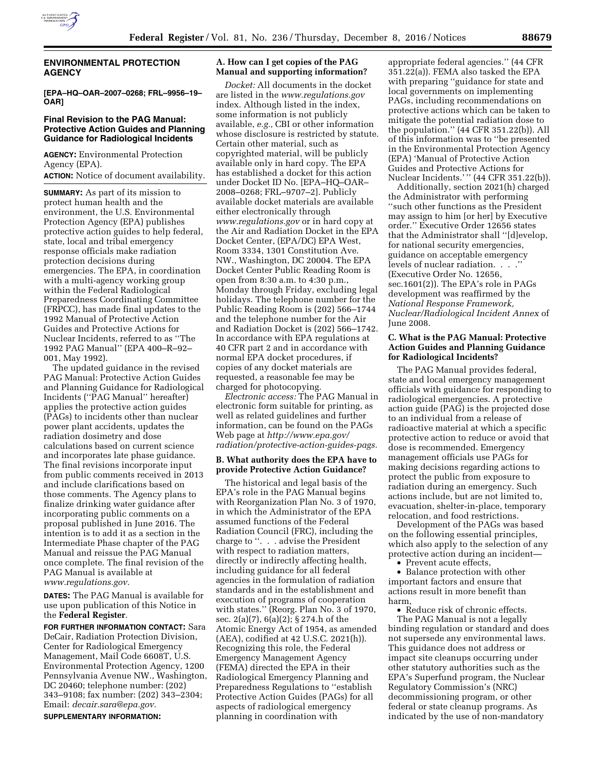## ENVIRONMENTAL PROTECTION AGENCY

**[EPA–HQ–OAR–2007–0268; FRL–9956–19–OAR]**

### Final Revision to the PAG Manual: Protective Action Guides and Planning Guidance for Radiological Incidents

**AGENCY:** Environmental Protection Agency (EPA).

**ACTION:** Notice of document availability.

**SUMMARY:** As part of its mission to protect human health and the environment, the U.S. Environmental Protection Agency (EPA) publishes protective action guides to help federal, state, local and tribal emergency response officials make radiation protection decisions during emergencies. The EPA, in coordination with a multi-agency working group within the Federal Radiological Preparedness Coordinating Committee (FRPCC), has made final updates to the 1992 Manual of Protective Action Guides and Protective Actions for Nuclear Incidents, referred to as ''The 1992 PAG Manual'' (EPA 400–R–92–001, May 1992).

The updated guidance in the revised PAG Manual: Protective Action Guides and Planning Guidance for Radiological Incidents (''PAG Manual'' hereafter) applies the protective action guides (PAGs) to incidents other than nuclear power plant accidents, updates the radiation dosimetry and dose calculations based on current science and incorporates late phase guidance. The final revisions incorporate input from public comments received in 2013 and include clarifications based on those comments. The Agency plans to finalize drinking water guidance after incorporating public comments on a proposal published in June 2016. The intention is to add it as a section in the Intermediate Phase chapter of the PAG Manual and reissue the PAG Manual once complete. The final revision of the PAG Manual is available at *www.regulations.gov.*

**DATES:** The PAG Manual is available for use upon publication of this Notice in the **Federal Register**.

**FOR FURTHER INFORMATION CONTACT:** Sara DeCair, Radiation Protection Division, Center for Radiological Emergency Management, Mail Code 6608T, U.S. Environmental Protection Agency, 1200 Pennsylvania Avenue NW., Washington, DC 20460; telephone number: (202) 343–9108; fax number: (202) 343–2304; Email: *decair.sara@epa.gov.*

**SUPPLEMENTARY INFORMATION:**

#### A. How can I get copies of the PAG Manual and supporting information?

*Docket:* All documents in the docket are listed in the *www.regulations.gov* index. Although listed in the index, some information is not publicly available, *e.g.,* CBI or other information whose disclosure is restricted by statute. Certain other material, such as copyrighted material, will be publicly available only in hard copy. The EPA has established a docket for this action under Docket ID No. [EPA–HQ–OAR–2008–0268; FRL–9707–2]. Publicly available docket materials are available either electronically through *www.regulations.gov* or in hard copy at the Air and Radiation Docket in the EPA Docket Center, (EPA/DC) EPA West, Room 3334, 1301 Constitution Ave. NW., Washington, DC 20004. The EPA Docket Center Public Reading Room is open from 8:30 a.m. to 4:30 p.m., Monday through Friday, excluding legal holidays. The telephone number for the Public Reading Room is (202) 566–1744 and the telephone number for the Air and Radiation Docket is (202) 566–1742. In accordance with EPA regulations at 40 CFR part 2 and in accordance with normal EPA docket procedures, if copies of any docket materials are requested, a reasonable fee may be charged for photocopying.

*Electronic access:* The PAG Manual in electronic form suitable for printing, as well as related guidelines and further information, can be found on the PAGs Web page at *http://www.epa.gov/radiation/protective-action-guides-pags.*

#### B. What authority does the EPA have to provide Protective Action Guidance?

The historical and legal basis of the EPA's role in the PAG Manual begins with Reorganization Plan No. 3 of 1970, in which the Administrator of the EPA assumed functions of the Federal Radiation Council (FRC), including the charge to ''. . . advise the President with respect to radiation matters, directly or indirectly affecting health, including guidance for all federal agencies in the formulation of radiation standards and in the establishment and execution of programs of cooperation with states.'' (Reorg. Plan No. 3 of 1970, sec. 2(a)(7), 6(a)(2); § 274.h of the Atomic Energy Act of 1954, as amended (AEA), codified at 42 U.S.C. 2021(h)). Recognizing this role, the Federal Emergency Management Agency (FEMA) directed the EPA in their Radiological Emergency Planning and Preparedness Regulations to ''establish Protective Action Guides (PAGs) for all aspects of radiological emergency planning in coordination with appropriate federal agencies.'' (44 CFR 351.22(a)). FEMA also tasked the EPA with preparing ''guidance for state and local governments on implementing PAGs, including recommendations on protective actions which can be taken to mitigate the potential radiation dose to the population.'' (44 CFR 351.22(b)). All of this information was to ''be presented in the Environmental Protection Agency (EPA) 'Manual of Protective Action Guides and Protective Actions for Nuclear Incidents.' '' (44 CFR 351.22(b)).

Additionally, section 2021(h) charged the Administrator with performing ''such other functions as the President may assign to him [or her] by Executive order.'' Executive Order 12656 states that the Administrator shall ''[d]evelop, for national security emergencies, guidance on acceptable emergency levels of nuclear radiation. . . .'' (Executive Order No. 12656, sec.1601(2)). The EPA's role in PAGs development was reaffirmed by the *National Response Framework, Nuclear/Radiological Incident Annex* of June 2008.

#### C. What is the PAG Manual: Protective Action Guides and Planning Guidance for Radiological Incidents?

The PAG Manual provides federal, state and local emergency management officials with guidance for responding to radiological emergencies. A protective action guide (PAG) is the projected dose to an individual from a release of radioactive material at which a specific protective action to reduce or avoid that dose is recommended. Emergency management officials use PAGs for making decisions regarding actions to protect the public from exposure to radiation during an emergency. Such actions include, but are not limited to, evacuation, shelter-in-place, temporary relocation, and food restrictions.

Development of the PAGs was based on the following essential principles, which also apply to the selection of any protective action during an incident—

- Prevent acute effects,
- Balance protection with other important factors and ensure that actions result in more benefit than harm,
- Reduce risk of chronic effects.

The PAG Manual is not a legally binding regulation or standard and does not supersede any environmental laws. This guidance does not address or impact site cleanups occurring under other statutory authorities such as the EPA's Superfund program, the Nuclear Regulatory Commission's (NRC) decommissioning program, or other federal or state cleanup programs. As indicated by the use of non-mandatory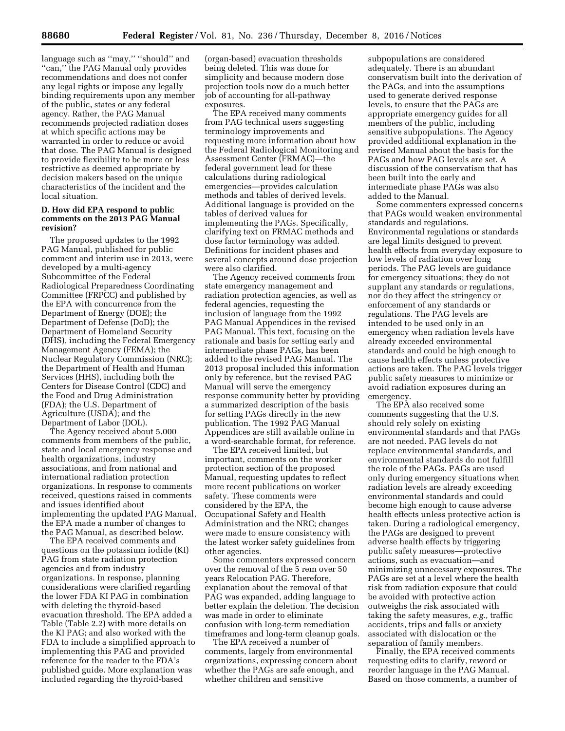language such as ''may,'' ''should'' and ''can,'' the PAG Manual only provides recommendations and does not confer any legal rights or impose any legally binding requirements upon any member of the public, states or any federal agency. Rather, the PAG Manual recommends projected radiation doses at which specific actions may be warranted in order to reduce or avoid that dose. The PAG Manual is designed to provide flexibility to be more or less restrictive as deemed appropriate by decision makers based on the unique characteristics of the incident and the local situation.

### D. How did EPA respond to public comments on the 2013 PAG Manual revision?

The proposed updates to the 1992 PAG Manual, published for public comment and interim use in 2013, were developed by a multi-agency Subcommittee of the Federal Radiological Preparedness Coordinating Committee (FRPCC) and published by the EPA with concurrence from the Department of Energy (DOE); the Department of Defense (DoD); the Department of Homeland Security (DHS), including the Federal Emergency Management Agency (FEMA); the Nuclear Regulatory Commission (NRC); the Department of Health and Human Services (HHS), including both the Centers for Disease Control (CDC) and the Food and Drug Administration (FDA); the U.S. Department of Agriculture (USDA); and the Department of Labor (DOL).

The Agency received about 5,000 comments from members of the public, state and local emergency response and health organizations, industry associations, and from national and international radiation protection organizations. In response to comments received, questions raised in comments and issues identified about implementing the updated PAG Manual, the EPA made a number of changes to the PAG Manual, as described below.

The EPA received comments and questions on the potassium iodide (KI) PAG from state radiation protection agencies and from industry organizations. In response, planning considerations were clarified regarding the lower FDA KI PAG in combination with deleting the thyroid-based evacuation threshold. The EPA added a Table (Table 2.2) with more details on the KI PAG; and also worked with the FDA to include a simplified approach to implementing this PAG and provided reference for the reader to the FDA's published guide. More explanation was included regarding the thyroid-based (organ-based) evacuation thresholds being deleted. This was done for simplicity and because modern dose projection tools now do a much better job of accounting for all-pathway exposures.

The EPA received many comments from PAG technical users suggesting terminology improvements and requesting more information about how the Federal Radiological Monitoring and Assessment Center (FRMAC)—the federal government lead for these calculations during radiological emergencies—provides calculation methods and tables of derived levels. Additional language is provided on the tables of derived values for implementing the PAGs. Specifically, clarifying text on FRMAC methods and dose factor terminology was added. Definitions for incident phases and several concepts around dose projection were also clarified.

The Agency received comments from state emergency management and radiation protection agencies, as well as federal agencies, requesting the inclusion of language from the 1992 PAG Manual Appendices in the revised PAG Manual. This text, focusing on the rationale and basis for setting early and intermediate phase PAGs, has been added to the revised PAG Manual. The 2013 proposal included this information only by reference, but the revised PAG Manual will serve the emergency response community better by providing a summarized description of the basis for setting PAGs directly in the new publication. The 1992 PAG Manual Appendices are still available online in a word-searchable format, for reference.

The EPA received limited, but important, comments on the worker protection section of the proposed Manual, requesting updates to reflect more recent publications on worker safety. These comments were considered by the EPA, the Occupational Safety and Health Administration and the NRC; changes were made to ensure consistency with the latest worker safety guidelines from other agencies.

Some commenters expressed concern over the removal of the 5 rem over 50 years Relocation PAG. Therefore, explanation about the removal of that PAG was expanded, adding language to better explain the deletion. The decision was made in order to eliminate confusion with long-term remediation timeframes and long-term cleanup goals.

The EPA received a number of comments, largely from environmental organizations, expressing concern about whether the PAGs are safe enough, and whether children and sensitive subpopulations are considered adequately. There is an abundant conservatism built into the derivation of the PAGs, and into the assumptions used to generate derived response levels, to ensure that the PAGs are appropriate emergency guides for all members of the public, including sensitive subpopulations. The Agency provided additional explanation in the revised Manual about the basis for the PAGs and how PAG levels are set. A discussion of the conservatism that has been built into the early and intermediate phase PAGs was also added to the Manual.

Some commenters expressed concerns that PAGs would weaken environmental standards and regulations. Environmental regulations or standards are legal limits designed to prevent health effects from everyday exposure to low levels of radiation over long periods. The PAG levels are guidance for emergency situations; they do not supplant any standards or regulations, nor do they affect the stringency or enforcement of any standards or regulations. The PAG levels are intended to be used only in an emergency when radiation levels have already exceeded environmental standards and could be high enough to cause health effects unless protective actions are taken. The PAG levels trigger public safety measures to minimize or avoid radiation exposures during an emergency.

The EPA also received some comments suggesting that the U.S. should rely solely on existing environmental standards and that PAGs are not needed. PAG levels do not replace environmental standards, and environmental standards do not fulfill the role of the PAGs. PAGs are used only during emergency situations when radiation levels are already exceeding environmental standards and could become high enough to cause adverse health effects unless protective action is taken. During a radiological emergency, the PAGs are designed to prevent adverse health effects by triggering public safety measures—protective actions, such as evacuation—and minimizing unnecessary exposures. The PAGs are set at a level where the health risk from radiation exposure that could be avoided with protective action outweighs the risk associated with taking the safety measures, *e.g.,* traffic accidents, trips and falls or anxiety associated with dislocation or the separation of family members.

Finally, the EPA received comments requesting edits to clarify, reword or reorder language in the PAG Manual. Based on those comments, a number of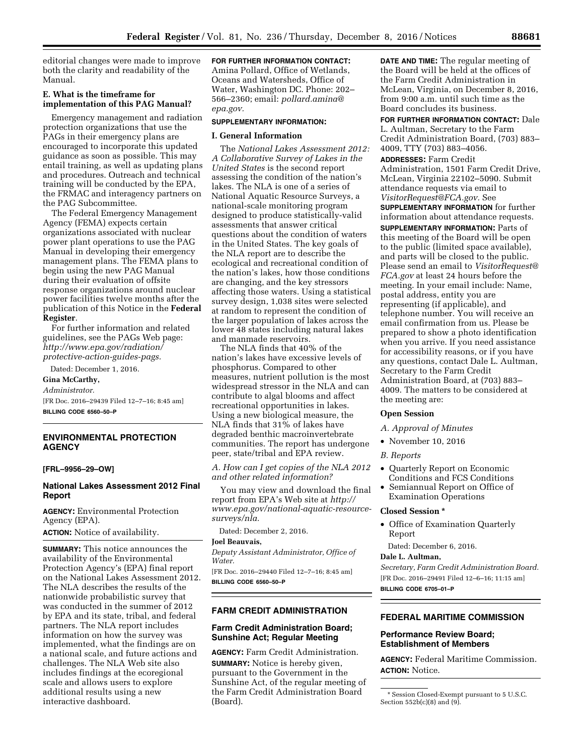editorial changes were made to improve both the clarity and readability of the Manual.

### E. What is the timeframe for implementation of this PAG Manual?

Emergency management and radiation protection organizations that use the PAGs in their emergency plans are encouraged to incorporate this updated guidance as soon as possible. This may entail training, as well as updating plans and procedures. Outreach and technical training will be conducted by the EPA, the FRMAC and interagency partners on the PAG Subcommittee.

The Federal Emergency Management Agency (FEMA) expects certain organizations associated with nuclear power plant operations to use the PAG Manual in developing their emergency management plans. The FEMA plans to begin using the new PAG Manual during their evaluation of offsite response organizations around nuclear power facilities twelve months after the publication of this Notice in the **Federal Register**.

For further information and related guidelines, see the PAGs Web page: *http://www.epa.gov/radiation/protective-action-guides-pags.*

Dated: December 1, 2016.

**Gina McCarthy,**

*Administrator.*

[FR Doc. 2016–29439 Filed 12–7–16; 8:45 am]

**BILLING CODE 6560–50–P**

---

## ENVIRONMENTAL PROTECTION AGENCY

**[FRL–9956–29–OW]**

### National Lakes Assessment 2012 Final Report

**AGENCY:** Environmental Protection Agency (EPA).

**ACTION:** Notice of availability.

**SUMMARY:** This notice announces the availability of the Environmental Protection Agency's (EPA) final report on the National Lakes Assessment 2012. The NLA describes the results of the nationwide probabilistic survey that was conducted in the summer of 2012 by EPA and its state, tribal, and federal partners. The NLA report includes information on how the survey was implemented, what the findings are on a national scale, and future actions and challenges. The NLA Web site also includes findings at the ecoregional scale and allows users to explore additional results using a new interactive dashboard.

**FOR FURTHER INFORMATION CONTACT:** Amina Pollard, Office of Wetlands, Oceans and Watersheds, Office of Water, Washington DC. Phone: 202–566–2360; email: *pollard.amina@epa.gov.*

**SUPPLEMENTARY INFORMATION:**

### I. General Information

The *National Lakes Assessment 2012: A Collaborative Survey of Lakes in the United States* is the second report assessing the condition of the nation's lakes. The NLA is one of a series of National Aquatic Resource Surveys, a national-scale monitoring program designed to produce statistically-valid assessments that answer critical questions about the condition of waters in the United States. The key goals of the NLA report are to describe the ecological and recreational condition of the nation's lakes, how those conditions are changing, and the key stressors affecting those waters. Using a statistical survey design, 1,038 sites were selected at random to represent the condition of the larger population of lakes across the lower 48 states including natural lakes and manmade reservoirs.

The NLA finds that 40% of the nation's lakes have excessive levels of phosphorus. Compared to other measures, nutrient pollution is the most widespread stressor in the NLA and can contribute to algal blooms and affect recreational opportunities in lakes. Using a new biological measure, the NLA finds that 31% of lakes have degraded benthic macroinvertebrate communities. The report has undergone peer, state/tribal and EPA review.

*A. How can I get copies of the NLA 2012 and other related information?*

You may view and download the final report from EPA's Web site at *http://www.epa.gov/national-aquatic-resource-surveys/nla.*

Dated: December 2, 2016.

**Joel Beauvais,**

*Deputy Assistant Administrator, Office of Water.*

[FR Doc. 2016–29440 Filed 12–7–16; 8:45 am]

**BILLING CODE 6560–50–P**

---

## FARM CREDIT ADMINISTRATION

### Farm Credit Administration Board; Sunshine Act; Regular Meeting

**AGENCY:** Farm Credit Administration.

**SUMMARY:** Notice is hereby given, pursuant to the Government in the Sunshine Act, of the regular meeting of the Farm Credit Administration Board (Board).

**DATE AND TIME:** The regular meeting of the Board will be held at the offices of the Farm Credit Administration in McLean, Virginia, on December 8, 2016, from 9:00 a.m. until such time as the Board concludes its business.

**FOR FURTHER INFORMATION CONTACT:** Dale L. Aultman, Secretary to the Farm Credit Administration Board, (703) 883–4009, TTY (703) 883–4056.

**ADDRESSES:** Farm Credit Administration, 1501 Farm Credit Drive, McLean, Virginia 22102–5090. Submit attendance requests via email to *VisitorRequest@FCA.gov.* See **SUPPLEMENTARY INFORMATION** for further information about attendance requests.

**SUPPLEMENTARY INFORMATION:** Parts of this meeting of the Board will be open to the public (limited space available), and parts will be closed to the public. Please send an email to *VisitorRequest@FCA.gov* at least 24 hours before the meeting. In your email include: Name, postal address, entity you are representing (if applicable), and telephone number. You will receive an email confirmation from us. Please be prepared to show a photo identification when you arrive. If you need assistance for accessibility reasons, or if you have any questions, contact Dale L. Aultman, Secretary to the Farm Credit Administration Board, at (703) 883–4009. The matters to be considered at the meeting are:

#### Open Session

*A. Approval of Minutes*

- November 10, 2016

*B. Reports*

- Quarterly Report on Economic Conditions and FCS Conditions
- Semiannual Report on Office of Examination Operations

#### Closed Session *

- Office of Examination Quarterly Report

Dated: December 6, 2016.

**Dale L. Aultman,**

*Secretary, Farm Credit Administration Board.*

[FR Doc. 2016–29491 Filed 12–6–16; 11:15 am]

**BILLING CODE 6705–01–P**

* Session Closed-Exempt pursuant to 5 U.S.C. Section 552b(c)(8) and (9).

---

## FEDERAL MARITIME COMMISSION

### Performance Review Board; Establishment of Members

**AGENCY:** Federal Maritime Commission.

**ACTION:** Notice.